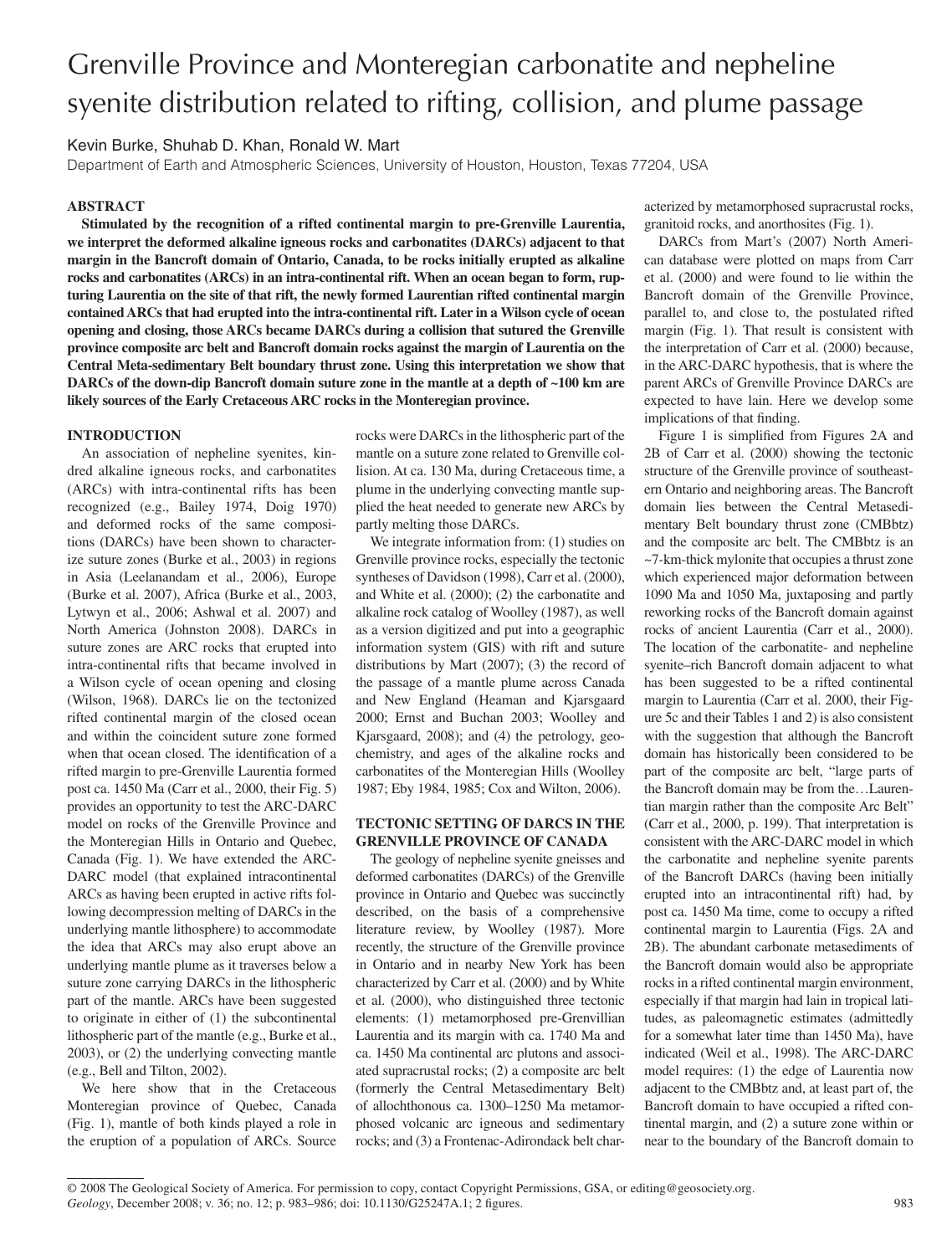# Grenville Province and Monteregian carbonatite and nepheline syenite distribution related to rifting, collision, and plume passage

Kevin Burke, Shuhab D. Khan, Ronald W. Mart

Department of Earth and Atmospheric Sciences, University of Houston, Houston, Texas 77204, USA

## ABSTRACT

**Stimulated by the recognition of a rifted continental margin to pre-Grenville Laurentia, we interpret the deformed alkaline igneous rocks and carbonatites (DARCs) adjacent to that margin in the Bancroft domain of Ontario, Canada, to be rocks initially erupted as alkaline rocks and carbonatites (ARCs) in an intra-continental rift. When an ocean began to form, rupturing Laurentia on the site of that rift, the newly formed Laurentian rifted continental margin contained ARCs that had erupted into the intra-continental rift. Later in a Wilson cycle of ocean opening and closing, those ARCs became DARCs during a collision that sutured the Grenville province composite arc belt and Bancroft domain rocks against the margin of Laurentia on the Central Meta-sedimentary Belt boundary thrust zone. Using this interpretation we show that DARCs of the down-dip Bancroft domain suture zone in the mantle at a depth of ~100 km are likely sources of the Early Cretaceous ARC rocks in the Monteregian province.**

## INTRODUCTION

An association of nepheline syenites, kindred alkaline igneous rocks, and carbonatites (ARCs) with intra-continental rifts has been recognized (e.g., Bailey 1974, Doig 1970) and deformed rocks of the same compositions (DARCs) have been shown to characterize suture zones (Burke et al., 2003) in regions in Asia (Leelanandam et al., 2006), Europe (Burke et al. 2007), Africa (Burke et al., 2003, Lytwyn et al., 2006; Ashwal et al. 2007) and North America (Johnston 2008). DARCs in suture zones are ARC rocks that erupted into intra-continental rifts that became involved in a Wilson cycle of ocean opening and closing (Wilson, 1968). DARCs lie on the tectonized rifted continental margin of the closed ocean and within the coincident suture zone formed when that ocean closed. The identification of a rifted margin to pre-Grenville Laurentia formed post ca. 1450 Ma (Carr et al., 2000, their Fig. 5) provides an opportunity to test the ARC-DARC model on rocks of the Grenville Province and the Monteregian Hills in Ontario and Quebec, Canada (Fig. 1). We have extended the ARC-DARC model (that explained intracontinental ARCs as having been erupted in active rifts following decompression melting of DARCs in the underlying mantle lithosphere) to accommodate the idea that ARCs may also erupt above an underlying mantle plume as it traverses below a suture zone carrying DARCs in the lithospheric part of the mantle. ARCs have been suggested to originate in either of (1) the subcontinental lithospheric part of the mantle (e.g., Burke et al., 2003), or (2) the underlying convecting mantle (e.g., Bell and Tilton, 2002).

We here show that in the Cretaceous Monteregian province of Quebec, Canada (Fig. 1), mantle of both kinds played a role in the eruption of a population of ARCs. Source rocks were DARCs in the lithospheric part of the mantle on a suture zone related to Grenville collision. At ca. 130 Ma, during Cretaceous time, a plume in the underlying convecting mantle supplied the heat needed to generate new ARCs by partly melting those DARCs.

We integrate information from: (1) studies on Grenville province rocks, especially the tectonic syntheses of Davidson (1998), Carr et al. (2000), and White et al. (2000); (2) the carbonatite and alkaline rock catalog of Woolley (1987), as well as a version digitized and put into a geographic information system (GIS) with rift and suture distributions by Mart (2007); (3) the record of the passage of a mantle plume across Canada and New England (Heaman and Kjarsgaard 2000; Ernst and Buchan 2003; Woolley and Kjarsgaard, 2008); and (4) the petrology, geochemistry, and ages of the alkaline rocks and carbonatites of the Monteregian Hills (Woolley 1987; Eby 1984, 1985; Cox and Wilton, 2006).

## TECTONIC SETTING OF DARCS IN THE GRENVILLE PROVINCE OF CANADA

The geology of nepheline syenite gneisses and deformed carbonatites (DARCs) of the Grenville province in Ontario and Quebec was succinctly described, on the basis of a comprehensive literature review, by Woolley (1987). More recently, the structure of the Grenville province in Ontario and in nearby New York has been characterized by Carr et al. (2000) and by White et al. (2000), who distinguished three tectonic elements: (1) metamorphosed pre-Grenvillian Laurentia and its margin with ca. 1740 Ma and ca. 1450 Ma continental arc plutons and associated supracrustal rocks; (2) a composite arc belt (formerly the Central Metasedimentary Belt) of allochthonous ca. 1300–1250 Ma metamorphosed volcanic arc igneous and sedimentary rocks; and (3) a Frontenac-Adirondack belt characterized by metamorphosed supracrustal rocks, granitoid rocks, and anorthosites (Fig. 1).

DARCs from Mart's (2007) North American database were plotted on maps from Carr et al. (2000) and were found to lie within the Bancroft domain of the Grenville Province, parallel to, and close to, the postulated rifted margin (Fig. 1). That result is consistent with the interpretation of Carr et al. (2000) because, in the ARC-DARC hypothesis, that is where the parent ARCs of Grenville Province DARCs are expected to have lain. Here we develop some implications of that finding.

Figure 1 is simplified from Figures 2A and 2B of Carr et al. (2000) showing the tectonic structure of the Grenville province of southeastern Ontario and neighboring areas. The Bancroft domain lies between the Central Metasedimentary Belt boundary thrust zone (CMBbtz) and the composite arc belt. The CMBbtz is an ~7-km-thick mylonite that occupies a thrust zone which experienced major deformation between 1090 Ma and 1050 Ma, juxtaposing and partly reworking rocks of the Bancroft domain against rocks of ancient Laurentia (Carr et al., 2000). The location of the carbonatite- and nepheline syenite–rich Bancroft domain adjacent to what has been suggested to be a rifted continental margin to Laurentia (Carr et al. 2000, their Figure 5c and their Tables 1 and 2) is also consistent with the suggestion that although the Bancroft domain has historically been considered to be part of the composite arc belt, "large parts of the Bancroft domain may be from the…Laurentian margin rather than the composite Arc Belt" (Carr et al., 2000, p. 199). That interpretation is consistent with the ARC-DARC model in which the carbonatite and nepheline syenite parents of the Bancroft DARCs (having been initially erupted into an intracontinental rift) had, by post ca. 1450 Ma time, come to occupy a rifted continental margin to Laurentia (Figs. 2A and 2B). The abundant carbonate metasediments of the Bancroft domain would also be appropriate rocks in a rifted continental margin environment, especially if that margin had lain in tropical latitudes, as paleomagnetic estimates (admittedly for a somewhat later time than 1450 Ma), have indicated (Weil et al., 1998). The ARC-DARC model requires: (1) the edge of Laurentia now adjacent to the CMBbtz and, at least part of, the Bancroft domain to have occupied a rifted continental margin, and (2) a suture zone within or near to the boundary of the Bancroft domain to

© 2008 The Geological Society of America. For permission to copy, contact Copyright Permissions, GSA, or editing@geosociety.org.
*Geology*, December 2008; v. 36; no. 12; p. 983–986; doi: 10.1130/G25247A.1; 2 figures.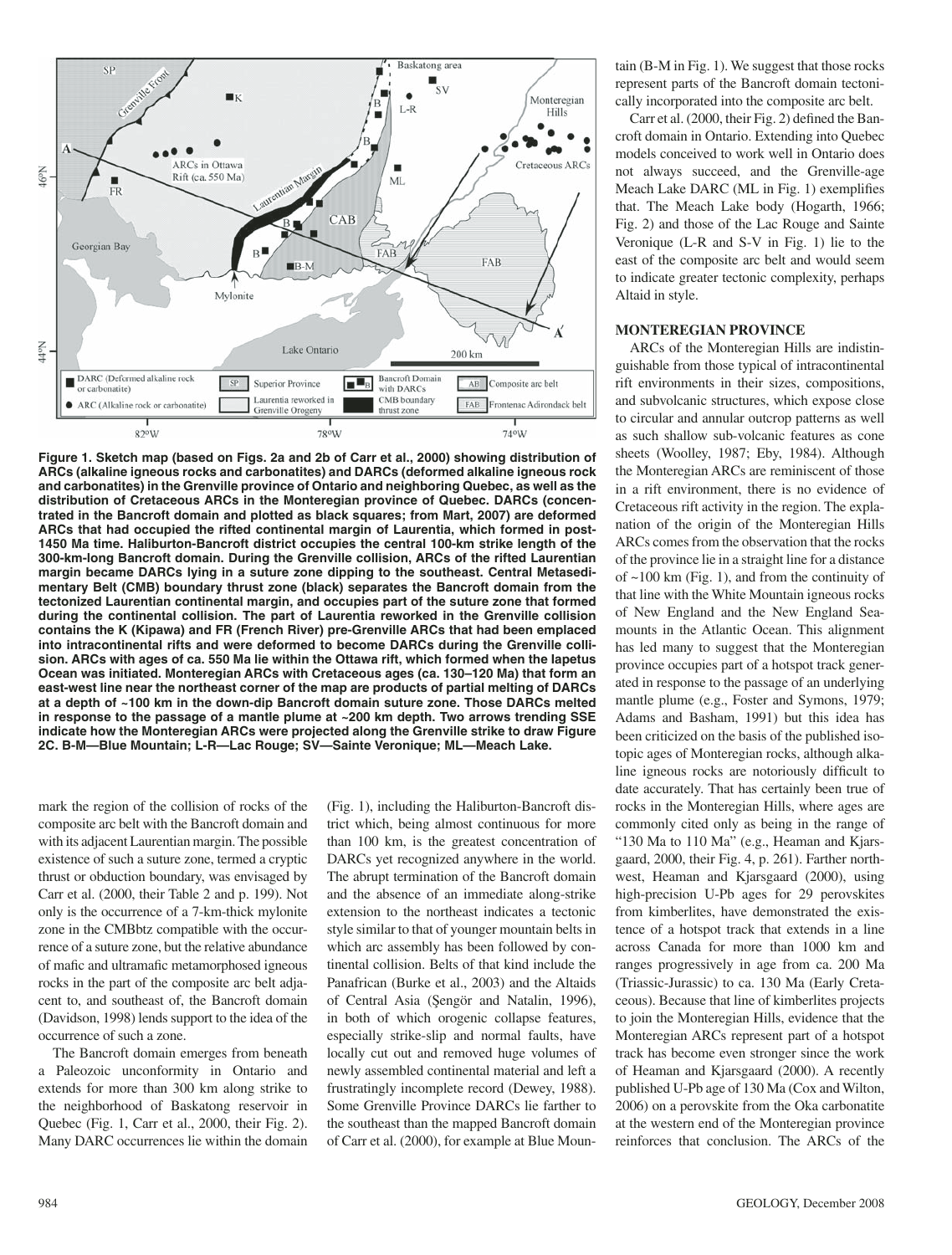**Figure 1. Sketch map (based on Figs. 2a and 2b of Carr et al., 2000) showing distribution of ARCs (alkaline igneous rocks and carbonatites) and DARCs (deformed alkaline igneous rock and carbonatites) in the Grenville province of Ontario and neighboring Quebec, as well as the distribution of Cretaceous ARCs in the Monteregian province of Quebec. DARCs (concentrated in the Bancroft domain and plotted as black squares; from Mart, 2007) are deformed ARCs that had occupied the rifted continental margin of Laurentia, which formed in post-1450 Ma time. Haliburton-Bancroft district occupies the central 100-km strike length of the 300-km-long Bancroft domain. During the Grenville collision, ARCs of the rifted Laurentian margin became DARCs lying in a suture zone dipping to the southeast. Central Metasedimentary Belt (CMB) boundary thrust zone (black) separates the Bancroft domain from the tectonized Laurentian continental margin, and occupies part of the suture zone that formed during the continental collision. The part of Laurentia reworked in the Grenville collision contains the K (Kipawa) and FR (French River) pre-Grenville ARCs that had been emplaced into intracontinental rifts and were deformed to become DARCs during the Grenville collision. ARCs with ages of ca. 550 Ma lie within the Ottawa rift, which formed when the Iapetus Ocean was initiated. Monteregian ARCs with Cretaceous ages (ca. 130–120 Ma) that form an east-west line near the northeast corner of the map are products of partial melting of DARCs at a depth of ~100 km in the down-dip Bancroft domain suture zone. Those DARCs melted in response to the passage of a mantle plume at ~200 km depth. Two arrows trending SSE indicate how the Monteregian ARCs were projected along the Grenville strike to draw Figure 2C. B-M—Blue Mountain; L-R—Lac Rouge; SV—Sainte Veronique; ML—Meach Lake.**

mark the region of the collision of rocks of the composite arc belt with the Bancroft domain and with its adjacent Laurentian margin. The possible existence of such a suture zone, termed a cryptic thrust or obduction boundary, was envisaged by Carr et al. (2000, their Table 2 and p. 199). Not only is the occurrence of a 7-km-thick mylonite zone in the CMBbtz compatible with the occurrence of a suture zone, but the relative abundance of mafic and ultramafic metamorphosed igneous rocks in the part of the composite arc belt adjacent to, and southeast of, the Bancroft domain (Davidson, 1998) lends support to the idea of the occurrence of such a zone.

The Bancroft domain emerges from beneath a Paleozoic unconformity in Ontario and extends for more than 300 km along strike to the neighborhood of Baskatong reservoir in Quebec (Fig. 1, Carr et al., 2000, their Fig. 2). Many DARC occurrences lie within the domain (Fig. 1), including the Haliburton-Bancroft district which, being almost continuous for more than 100 km, is the greatest concentration of DARCs yet recognized anywhere in the world. The abrupt termination of the Bancroft domain and the absence of an immediate along-strike extension to the northeast indicates a tectonic style similar to that of younger mountain belts in which arc assembly has been followed by continental collision. Belts of that kind include the Panafrican (Burke et al., 2003) and the Altaids of Central Asia (Şengör and Natalin, 1996), in both of which orogenic collapse features, especially strike-slip and normal faults, have locally cut out and removed huge volumes of newly assembled continental material and left a frustratingly incomplete record (Dewey, 1988). Some Grenville Province DARCs lie farther to the southeast than the mapped Bancroft domain of Carr et al. (2000), for example at Blue Mountain (B-M in Fig. 1). We suggest that those rocks represent parts of the Bancroft domain tectonically incorporated into the composite arc belt.

Carr et al. (2000, their Fig. 2) defined the Bancroft domain in Ontario. Extending into Quebec models conceived to work well in Ontario does not always succeed, and the Grenville-age Meach Lake DARC (ML in Fig. 1) exemplifies that. The Meach Lake body (Hogarth, 1966; Fig. 2) and those of the Lac Rouge and Sainte Veronique (L-R and S-V in Fig. 1) lie to the east of the composite arc belt and would seem to indicate greater tectonic complexity, perhaps Altaid in style.

## MONTEREGIAN PROVINCE

ARCs of the Monteregian Hills are indistinguishable from those typical of intracontinental rift environments in their sizes, compositions, and subvolcanic structures, which expose close to circular and annular outcrop patterns as well as such shallow sub-volcanic features as cone sheets (Woolley, 1987; Eby, 1984). Although the Monteregian ARCs are reminiscent of those in a rift environment, there is no evidence of Cretaceous rift activity in the region. The explanation of the origin of the Monteregian Hills ARCs comes from the observation that the rocks of the province lie in a straight line for a distance of ~100 km (Fig. 1), and from the continuity of that line with the White Mountain igneous rocks of New England and the New England Seamounts in the Atlantic Ocean. This alignment has led many to suggest that the Monteregian province occupies part of a hotspot track generated in response to the passage of an underlying mantle plume (e.g., Foster and Symons, 1979; Adams and Basham, 1991) but this idea has been criticized on the basis of the published isotopic ages of Monteregian rocks, although alkaline igneous rocks are notoriously difficult to date accurately. That has certainly been true of rocks in the Monteregian Hills, where ages are commonly cited only as being in the range of "130 Ma to 110 Ma" (e.g., Heaman and Kjarsgaard, 2000, their Fig. 4, p. 261). Farther northwest, Heaman and Kjarsgaard (2000), using high-precision U-Pb ages for 29 perovskites from kimberlites, have demonstrated the existence of a hotspot track that extends in a line across Canada for more than 1000 km and ranges progressively in age from ca. 200 Ma (Triassic-Jurassic) to ca. 130 Ma (Early Cretaceous). Because that line of kimberlites projects to join the Monteregian Hills, evidence that the Monteregian ARCs represent part of a hotspot track has become even stronger since the work of Heaman and Kjarsgaard (2000). A recently published U-Pb age of 130 Ma (Cox and Wilton, 2006) on a perovskite from the Oka carbonatite at the western end of the Monteregian province reinforces that conclusion. The ARCs of the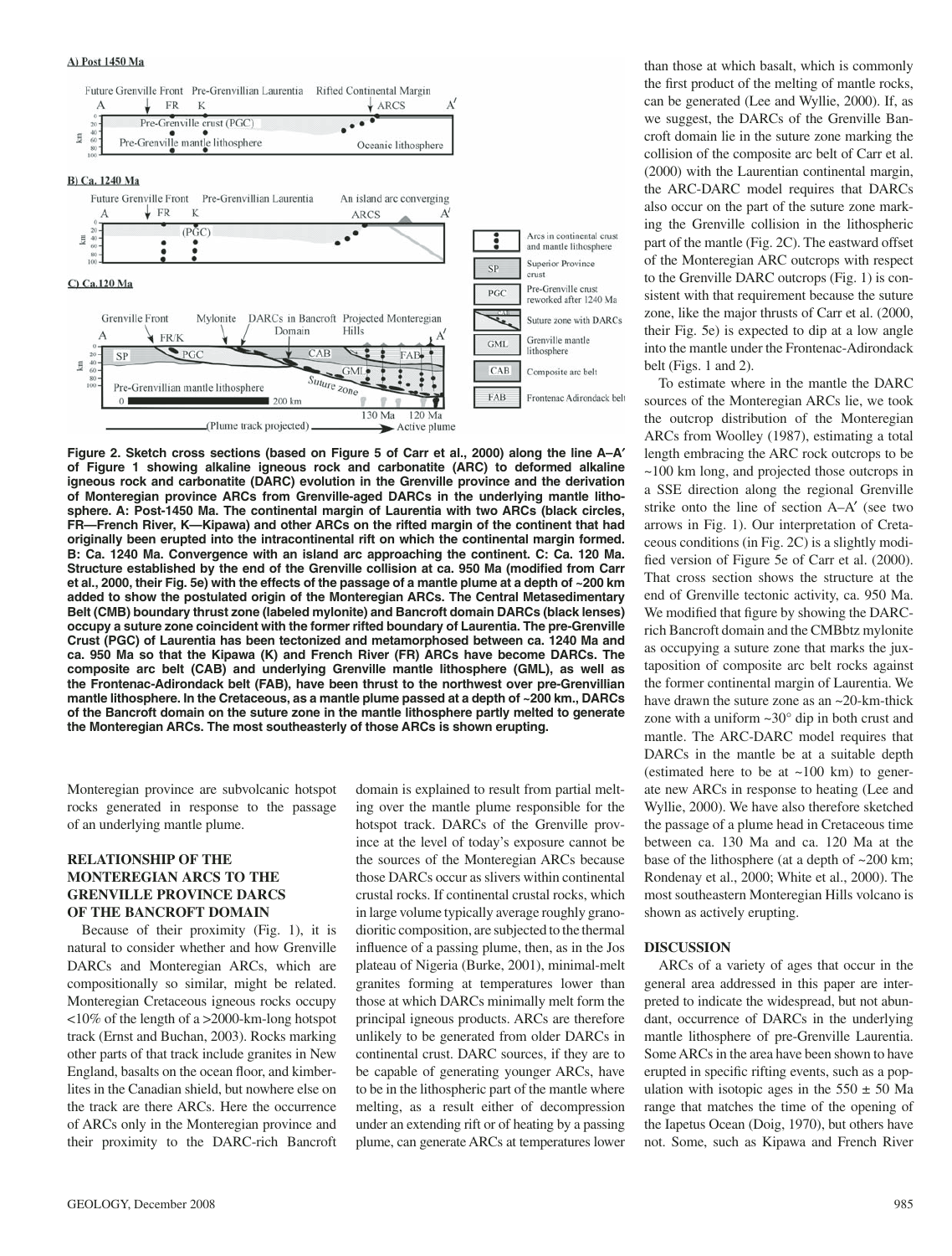**Figure 2. Sketch cross sections (based on Figure 5 of Carr et al., 2000) along the line A–A′ of Figure 1 showing alkaline igneous rock and carbonatite (ARC) to deformed alkaline igneous rock and carbonatite (DARC) evolution in the Grenville province and the derivation of Monteregian province ARCs from Grenville-aged DARCs in the underlying mantle lithosphere. A: Post-1450 Ma. The continental margin of Laurentia with two ARCs (black circles, FR—French River, K—Kipawa) and other ARCs on the rifted margin of the continent that had originally been erupted into the intracontinental rift on which the continental margin formed. B: Ca. 1240 Ma. Convergence with an island arc approaching the continent. C: Ca. 120 Ma. Structure established by the end of the Grenville collision at ca. 950 Ma (modified from Carr et al., 2000, their Fig. 5e) with the effects of the passage of a mantle plume at a depth of ~200 km added to show the postulated origin of the Monteregian ARCs. The Central Metasedimentary Belt (CMB) boundary thrust zone (labeled mylonite) and Bancroft domain DARCs (black lenses) occupy a suture zone coincident with the former rifted boundary of Laurentia. The pre-Grenville Crust (PGC) of Laurentia has been tectonized and metamorphosed between ca. 1240 Ma and ca. 950 Ma so that the Kipawa (K) and French River (FR) ARCs have become DARCs. The composite arc belt (CAB) and underlying Grenville mantle lithosphere (GML), as well as the Frontenac-Adirondack belt (FAB), have been thrust to the northwest over pre-Grenvillian mantle lithosphere. In the Cretaceous, as a mantle plume passed at a depth of ~200 km., DARCs of the Bancroft domain on the suture zone in the mantle lithosphere partly melted to generate the Monteregian ARCs. The most southeasterly of those ARCs is shown erupting.**

Monteregian province are subvolcanic hotspot rocks generated in response to the passage of an underlying mantle plume.

## RELATIONSHIP OF THE MONTEREGIAN ARCS TO THE GRENVILLE PROVINCE DARCS OF THE BANCROFT DOMAIN

Because of their proximity (Fig. 1), it is natural to consider whether and how Grenville DARCs and Monteregian ARCs, which are compositionally so similar, might be related. Monteregian Cretaceous igneous rocks occupy <10% of the length of a >2000-km-long hotspot track (Ernst and Buchan, 2003). Rocks marking other parts of that track include granites in New England, basalts on the ocean floor, and kimberlites in the Canadian shield, but nowhere else on the track are there ARCs. Here the occurrence of ARCs only in the Monteregian province and their proximity to the DARC-rich Bancroft domain is explained to result from partial melting over the mantle plume responsible for the hotspot track. DARCs of the Grenville province at the level of today's exposure cannot be the sources of the Monteregian ARCs because those DARCs occur as slivers within continental crustal rocks. If continental crustal rocks, which in large volume typically average roughly granodioritic composition, are subjected to the thermal influence of a passing plume, then, as in the Jos plateau of Nigeria (Burke, 2001), minimal-melt granites forming at temperatures lower than those at which DARCs minimally melt form the principal igneous products. ARCs are therefore unlikely to be generated from older DARCs in continental crust. DARC sources, if they are to be capable of generating younger ARCs, have to be in the lithospheric part of the mantle where melting, as a result either of decompression under an extending rift or of heating by a passing plume, can generate ARCs at temperatures lower than those at which basalt, which is commonly the first product of the melting of mantle rocks, can be generated (Lee and Wyllie, 2000). If, as we suggest, the DARCs of the Grenville Bancroft domain lie in the suture zone marking the collision of the composite arc belt of Carr et al. (2000) with the Laurentian continental margin, the ARC-DARC model requires that DARCs also occur on the part of the suture zone marking the Grenville collision in the lithospheric part of the mantle (Fig. 2C). The eastward offset of the Monteregian ARC outcrops with respect to the Grenville DARC outcrops (Fig. 1) is consistent with that requirement because the suture zone, like the major thrusts of Carr et al. (2000, their Fig. 5e) is expected to dip at a low angle into the mantle under the Frontenac-Adirondack belt (Figs. 1 and 2).

To estimate where in the mantle the DARC sources of the Monteregian ARCs lie, we took the outcrop distribution of the Monteregian ARCs from Woolley (1987), estimating a total length embracing the ARC rock outcrops to be ~100 km long, and projected those outcrops in a SSE direction along the regional Grenville strike onto the line of section A–A′ (see two arrows in Fig. 1). Our interpretation of Cretaceous conditions (in Fig. 2C) is a slightly modified version of Figure 5e of Carr et al. (2000). That cross section shows the structure at the end of Grenville tectonic activity, ca. 950 Ma. We modified that figure by showing the DARC-rich Bancroft domain and the CMBbtz mylonite as occupying a suture zone that marks the juxtaposition of composite arc belt rocks against the former continental margin of Laurentia. We have drawn the suture zone as an ~20-km-thick zone with a uniform ~30° dip in both crust and mantle. The ARC-DARC model requires that DARCs in the mantle be at a suitable depth (estimated here to be at ~100 km) to generate new ARCs in response to heating (Lee and Wyllie, 2000). We have also therefore sketched the passage of a plume head in Cretaceous time between ca. 130 Ma and ca. 120 Ma at the base of the lithosphere (at a depth of ~200 km; Rondenay et al., 2000; White et al., 2000). The most southeastern Monteregian Hills volcano is shown as actively erupting.

## DISCUSSION

ARCs of a variety of ages that occur in the general area addressed in this paper are interpreted to indicate the widespread, but not abundant, occurrence of DARCs in the underlying mantle lithosphere of pre-Grenville Laurentia. Some ARCs in the area have been shown to have erupted in specific rifting events, such as a population with isotopic ages in the 550 ± 50 Ma range that matches the time of the opening of the Iapetus Ocean (Doig, 1970), but others have not. Some, such as Kipawa and French River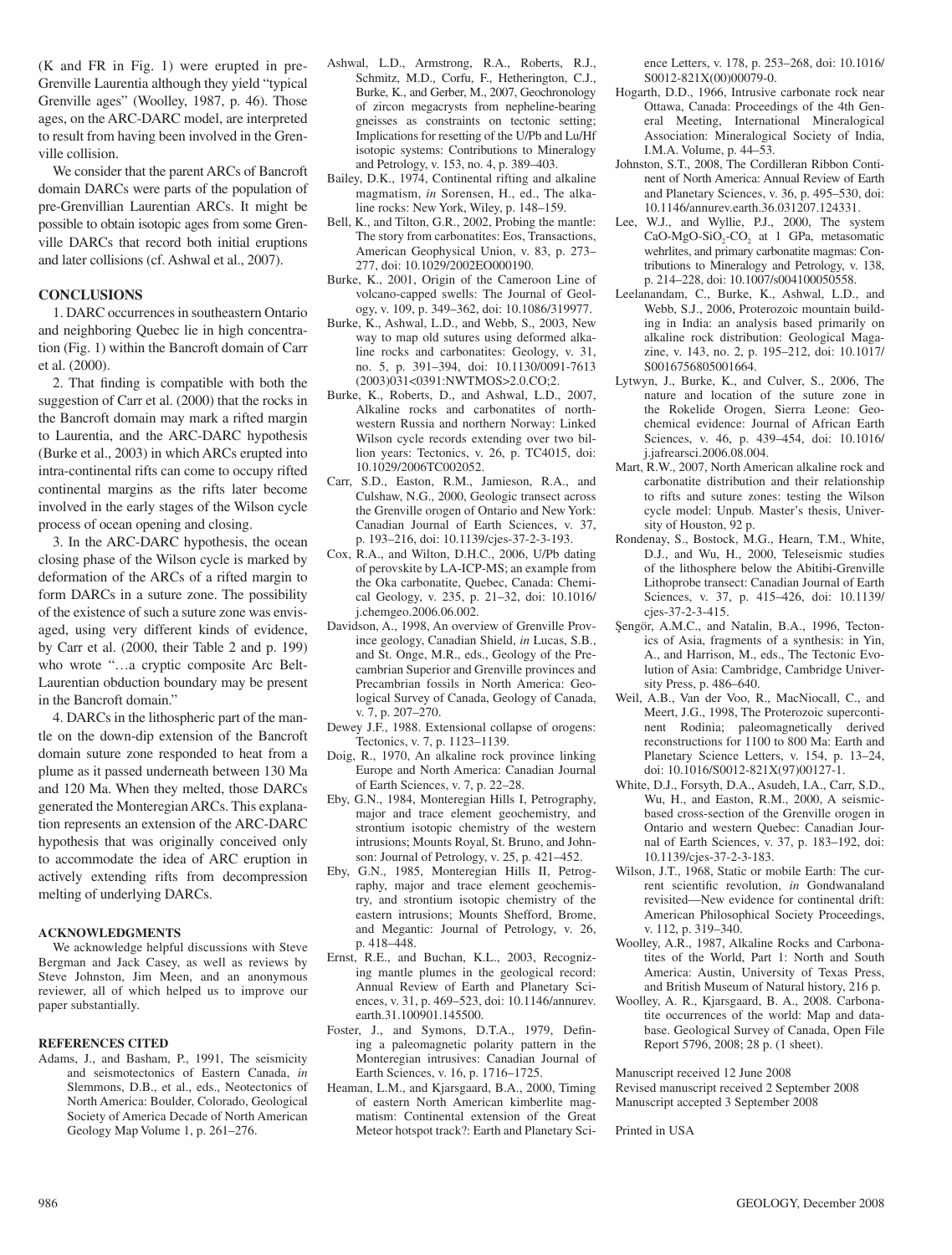(K and FR in Fig. 1) were erupted in pre-Grenville Laurentia although they yield "typical Grenville ages" (Woolley, 1987, p. 46). Those ages, on the ARC-DARC model, are interpreted to result from having been involved in the Grenville collision.

We consider that the parent ARCs of Bancroft domain DARCs were parts of the population of pre-Grenvillian Laurentian ARCs. It might be possible to obtain isotopic ages from some Grenville DARCs that record both initial eruptions and later collisions (cf. Ashwal et al., 2007).

## CONCLUSIONS

1. DARC occurrences in southeastern Ontario and neighboring Quebec lie in high concentration (Fig. 1) within the Bancroft domain of Carr et al. (2000).

2. That finding is compatible with both the suggestion of Carr et al. (2000) that the rocks in the Bancroft domain may mark a rifted margin to Laurentia, and the ARC-DARC hypothesis (Burke et al., 2003) in which ARCs erupted into intra-continental rifts can come to occupy rifted continental margins as the rifts later become involved in the early stages of the Wilson cycle process of ocean opening and closing.

3. In the ARC-DARC hypothesis, the ocean closing phase of the Wilson cycle is marked by deformation of the ARCs of a rifted margin to form DARCs in a suture zone. The possibility of the existence of such a suture zone was envisaged, using very different kinds of evidence, by Carr et al. (2000, their Table 2 and p. 199) who wrote "…a cryptic composite Arc Belt-Laurentian obduction boundary may be present in the Bancroft domain."

4. DARCs in the lithospheric part of the mantle on the down-dip extension of the Bancroft domain suture zone responded to heat from a plume as it passed underneath between 130 Ma and 120 Ma. When they melted, those DARCs generated the Monteregian ARCs. This explanation represents an extension of the ARC-DARC hypothesis that was originally conceived only to accommodate the idea of ARC eruption in actively extending rifts from decompression melting of underlying DARCs.

## ACKNOWLEDGMENTS

We acknowledge helpful discussions with Steve Bergman and Jack Casey, as well as reviews by Steve Johnston, Jim Meen, and an anonymous reviewer, all of which helped us to improve our paper substantially.

## REFERENCES CITED

Adams, J., and Basham, P., 1991, The seismicity and seismotectonics of Eastern Canada, *in* Slemmons, D.B., et al., eds., Neotectonics of North America: Boulder, Colorado, Geological Society of America Decade of North American Geology Map Volume 1, p. 261–276.

Ashwal, L.D., Armstrong, R.A., Roberts, R.J., Schmitz, M.D., Corfu, F., Hetherington, C.J., Burke, K., and Gerber, M., 2007, Geochronology of zircon megacrysts from nepheline-bearing gneisses as constraints on tectonic setting; Implications for resetting of the U/Pb and Lu/Hf isotopic systems: Contributions to Mineralogy and Petrology, v. 153, no. 4, p. 389–403.

Bailey, D.K., 1974, Continental rifting and alkaline magmatism, *in* Sorensen, H., ed., The alkaline rocks: New York, Wiley, p. 148–159.

Bell, K., and Tilton, G.R., 2002, Probing the mantle: The story from carbonatites: Eos, Transactions, American Geophysical Union, v. 83, p. 273–277, doi: 10.1029/2002EO000190.

Burke, K., 2001, Origin of the Cameroon Line of volcano-capped swells: The Journal of Geology, v. 109, p. 349–362, doi: 10.1086/319977.

Burke, K., Ashwal, L.D., and Webb, S., 2003, New way to map old sutures using deformed alkaline rocks and carbonatites: Geology, v. 31, no. 5, p. 391–394, doi: 10.1130/0091-7613(2003)031<0391:NWTMOS>2.0.CO;2.

Burke, K., Roberts, D., and Ashwal, L.D., 2007, Alkaline rocks and carbonatites of northwestern Russia and northern Norway: Linked Wilson cycle records extending over two billion years: Tectonics, v. 26, p. TC4015, doi: 10.1029/2006TC002052.

Carr, S.D., Easton, R.M., Jamieson, R.A., and Culshaw, N.G., 2000, Geologic transect across the Grenville orogen of Ontario and New York: Canadian Journal of Earth Sciences, v. 37, p. 193–216, doi: 10.1139/cjes-37-2-3-193.

Cox, R.A., and Wilton, D.H.C., 2006, U/Pb dating of perovskite by LA-ICP-MS; an example from the Oka carbonatite, Quebec, Canada: Chemical Geology, v. 235, p. 21–32, doi: 10.1016/j.chemgeo.2006.06.002.

Davidson, A., 1998, An overview of Grenville Province geology, Canadian Shield, *in* Lucas, S.B., and St. Onge, M.R., eds., Geology of the Precambrian Superior and Grenville provinces and Precambrian fossils in North America: Geological Survey of Canada, Geology of Canada, v. 7, p. 207–270.

Dewey J.F., 1988. Extensional collapse of orogens: Tectonics, v. 7, p. 1123–1139.

Doig, R., 1970, An alkaline rock province linking Europe and North America: Canadian Journal of Earth Sciences, v. 7, p. 22–28.

Eby, G.N., 1984, Monteregian Hills I, Petrography, major and trace element geochemistry, and strontium isotopic chemistry of the western intrusions; Mounts Royal, St. Bruno, and Johnson: Journal of Petrology, v. 25, p. 421–452.

Eby, G.N., 1985, Monteregian Hills II, Petrography, major and trace element geochemistry, and strontium isotopic chemistry of the eastern intrusions; Mounts Shefford, Brome, and Megantic: Journal of Petrology, v. 26, p. 418–448.

Ernst, R.E., and Buchan, K.L., 2003, Recognizing mantle plumes in the geological record: Annual Review of Earth and Planetary Sciences, v. 31, p. 469–523, doi: 10.1146/annurev.earth.31.100901.145500.

Foster, J., and Symons, D.T.A., 1979, Defining a paleomagnetic polarity pattern in the Monteregian intrusives: Canadian Journal of Earth Sciences, v. 16, p. 1716–1725.

Heaman, L.M., and Kjarsgaard, B.A., 2000, Timing of eastern North American kimberlite magmatism: Continental extension of the Great Meteor hotspot track?: Earth and Planetary Science Letters, v. 178, p. 253–268, doi: 10.1016/S0012-821X(00)00079-0.

Hogarth, D.D., 1966, Intrusive carbonate rock near Ottawa, Canada: Proceedings of the 4th General Meeting, International Mineralogical Association: Mineralogical Society of India, I.M.A. Volume, p. 44–53.

Johnston, S.T., 2008, The Cordilleran Ribbon Continent of North America: Annual Review of Earth and Planetary Sciences, v. 36, p. 495–530, doi: 10.1146/annurev.earth.36.031207.124331.

Lee, W.J., and Wyllie, P.J., 2000, The system CaO-MgO-$SiO_2$-$CO_2$ at 1 GPa, metasomatic wehrlites, and primary carbonatite magmas: Contributions to Mineralogy and Petrology, v. 138, p. 214–228, doi: 10.1007/s004100050558.

Leelanandam, C., Burke, K., Ashwal, L.D., and Webb, S.J., 2006, Proterozoic mountain building in India: an analysis based primarily on alkaline rock distribution: Geological Magazine, v. 143, no. 2, p. 195–212, doi: 10.1017/S0016756805001664.

Lytwyn, J., Burke, K., and Culver, S., 2006, The nature and location of the suture zone in the Rokelide Orogen, Sierra Leone: Geochemical evidence: Journal of African Earth Sciences, v. 46, p. 439–454, doi: 10.1016/j.jafrearsci.2006.08.004.

Mart, R.W., 2007, North American alkaline rock and carbonatite distribution and their relationship to rifts and suture zones: testing the Wilson cycle model: Unpub. Master's thesis, University of Houston, 92 p.

Rondenay, S., Bostock, M.G., Hearn, T.M., White, D.J., and Wu, H., 2000, Teleseismic studies of the lithosphere below the Abitibi-Grenville Lithoprobe transect: Canadian Journal of Earth Sciences, v. 37, p. 415–426, doi: 10.1139/cjes-37-2-3-415.

Şengör, A.M.C., and Natalin, B.A., 1996, Tectonics of Asia, fragments of a synthesis: in Yin, A., and Harrison, M., eds., The Tectonic Evolution of Asia: Cambridge, Cambridge University Press, p. 486–640.

Weil, A.B., Van der Voo, R., MacNiocall, C., and Meert, J.G., 1998, The Proterozoic supercontinent Rodinia; paleomagnetically derived reconstructions for 1100 to 800 Ma: Earth and Planetary Science Letters, v. 154, p. 13–24, doi: 10.1016/S0012-821X(97)00127-1.

White, D.J., Forsyth, D.A., Asudeh, I.A., Carr, S.D., Wu, H., and Easton, R.M., 2000, A seismic-based cross-section of the Grenville orogen in Ontario and western Quebec: Canadian Journal of Earth Sciences, v. 37, p. 183–192, doi: 10.1139/cjes-37-2-3-183.

Wilson, J.T., 1968, Static or mobile Earth: The current scientific revolution, *in* Gondwanaland revisited—New evidence for continental drift: American Philosophical Society Proceedings, v. 112, p. 319–340.

Woolley, A.R., 1987, Alkaline Rocks and Carbonatites of the World, Part 1: North and South America: Austin, University of Texas Press, and British Museum of Natural history, 216 p.

Woolley, A. R., Kjarsgaard, B. A., 2008. Carbonatite occurrences of the world: Map and database. Geological Survey of Canada, Open File Report 5796, 2008; 28 p. (1 sheet).

Manuscript received 12 June 2008
Revised manuscript received 2 September 2008
Manuscript accepted 3 September 2008

Printed in USA